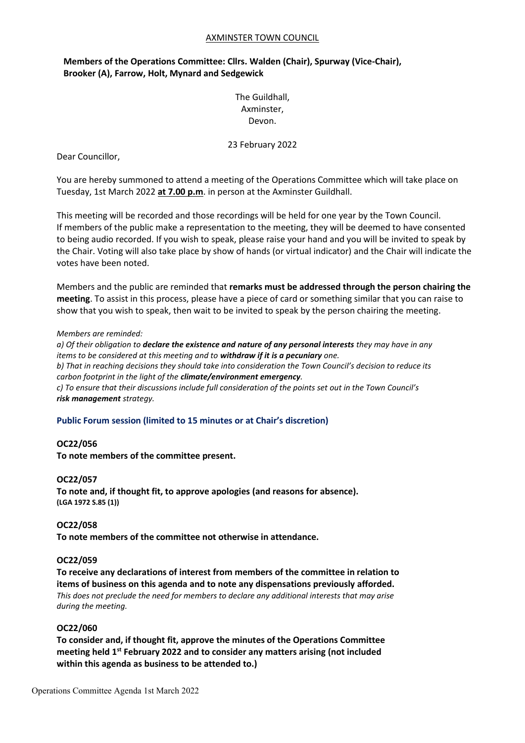AXMINSTER TOWN COUNCIL

**Members of the Operations Committee: Cllrs. Walden (Chair), Spurway (Vice-Chair), Brooker (A), Farrow, Holt, Mynard and Sedgewick**

The Guildhall,
Axminster,
Devon.

23 February 2022

Dear Councillor,

You are hereby summoned to attend a meeting of the Operations Committee which will take place on Tuesday, 1st March 2022 **at 7.00 p.m**. in person at the Axminster Guildhall.

This meeting will be recorded and those recordings will be held for one year by the Town Council. If members of the public make a representation to the meeting, they will be deemed to have consented to being audio recorded. If you wish to speak, please raise your hand and you will be invited to speak by the Chair. Voting will also take place by show of hands (or virtual indicator) and the Chair will indicate the votes have been noted.

Members and the public are reminded that **remarks must be addressed through the person chairing the meeting**. To assist in this process, please have a piece of card or something similar that you can raise to show that you wish to speak, then wait to be invited to speak by the person chairing the meeting.

*Members are reminded:*
*a) Of their obligation to **declare the existence and nature of any personal interests** they may have in any items to be considered at this meeting and to **withdraw if it is a pecuniary** one.*
*b) That in reaching decisions they should take into consideration the Town Council's decision to reduce its carbon footprint in the light of the **climate/environment emergency**.*
*c) To ensure that their discussions include full consideration of the points set out in the Town Council's **risk management** strategy.*

### Public Forum session (limited to 15 minutes or at Chair's discretion)

**OC22/056**
**To note members of the committee present.**

**OC22/057**
**To note and, if thought fit, to approve apologies (and reasons for absence).**
**(LGA 1972 S.85 (1))**

**OC22/058**
**To note members of the committee not otherwise in attendance.**

**OC22/059**
**To receive any declarations of interest from members of the committee in relation to items of business on this agenda and to note any dispensations previously afforded.**
*This does not preclude the need for members to declare any additional interests that may arise during the meeting.*

**OC22/060**
**To consider and, if thought fit, approve the minutes of the Operations Committee meeting held 1st February 2022 and to consider any matters arising (not included within this agenda as business to be attended to.)**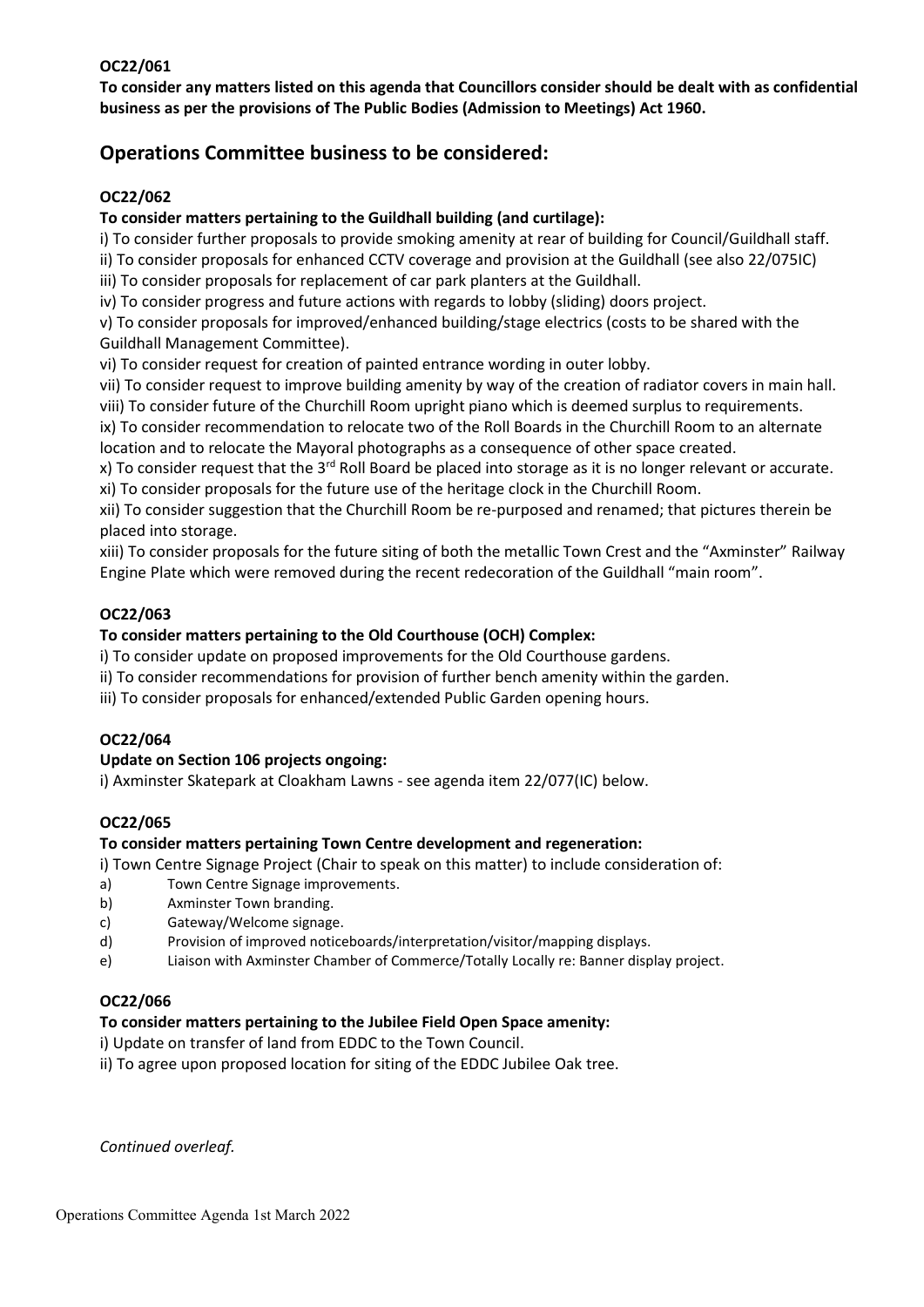**OC22/061**

**To consider any matters listed on this agenda that Councillors consider should be dealt with as confidential business as per the provisions of The Public Bodies (Admission to Meetings) Act 1960.**

## Operations Committee business to be considered:

**OC22/062**

**To consider matters pertaining to the Guildhall building (and curtilage):**

i) To consider further proposals to provide smoking amenity at rear of building for Council/Guildhall staff.
ii) To consider proposals for enhanced CCTV coverage and provision at the Guildhall (see also 22/075IC)
iii) To consider proposals for replacement of car park planters at the Guildhall.
iv) To consider progress and future actions with regards to lobby (sliding) doors project.
v) To consider proposals for improved/enhanced building/stage electrics (costs to be shared with the Guildhall Management Committee).
vi) To consider request for creation of painted entrance wording in outer lobby.
vii) To consider request to improve building amenity by way of the creation of radiator covers in main hall.
viii) To consider future of the Churchill Room upright piano which is deemed surplus to requirements.
ix) To consider recommendation to relocate two of the Roll Boards in the Churchill Room to an alternate location and to relocate the Mayoral photographs as a consequence of other space created.
x) To consider request that the 3rd Roll Board be placed into storage as it is no longer relevant or accurate.
xi) To consider proposals for the future use of the heritage clock in the Churchill Room.
xii) To consider suggestion that the Churchill Room be re-purposed and renamed; that pictures therein be placed into storage.
xiii) To consider proposals for the future siting of both the metallic Town Crest and the "Axminster" Railway Engine Plate which were removed during the recent redecoration of the Guildhall "main room".

**OC22/063**

**To consider matters pertaining to the Old Courthouse (OCH) Complex:**

i) To consider update on proposed improvements for the Old Courthouse gardens.
ii) To consider recommendations for provision of further bench amenity within the garden.
iii) To consider proposals for enhanced/extended Public Garden opening hours.

**OC22/064**

**Update on Section 106 projects ongoing:**

i) Axminster Skatepark at Cloakham Lawns - see agenda item 22/077(IC) below.

**OC22/065**

**To consider matters pertaining Town Centre development and regeneration:**

i) Town Centre Signage Project (Chair to speak on this matter) to include consideration of:

a) Town Centre Signage improvements.
b) Axminster Town branding.
c) Gateway/Welcome signage.
d) Provision of improved noticeboards/interpretation/visitor/mapping displays.
e) Liaison with Axminster Chamber of Commerce/Totally Locally re: Banner display project.

**OC22/066**

**To consider matters pertaining to the Jubilee Field Open Space amenity:**

i) Update on transfer of land from EDDC to the Town Council.
ii) To agree upon proposed location for siting of the EDDC Jubilee Oak tree.

*Continued overleaf.*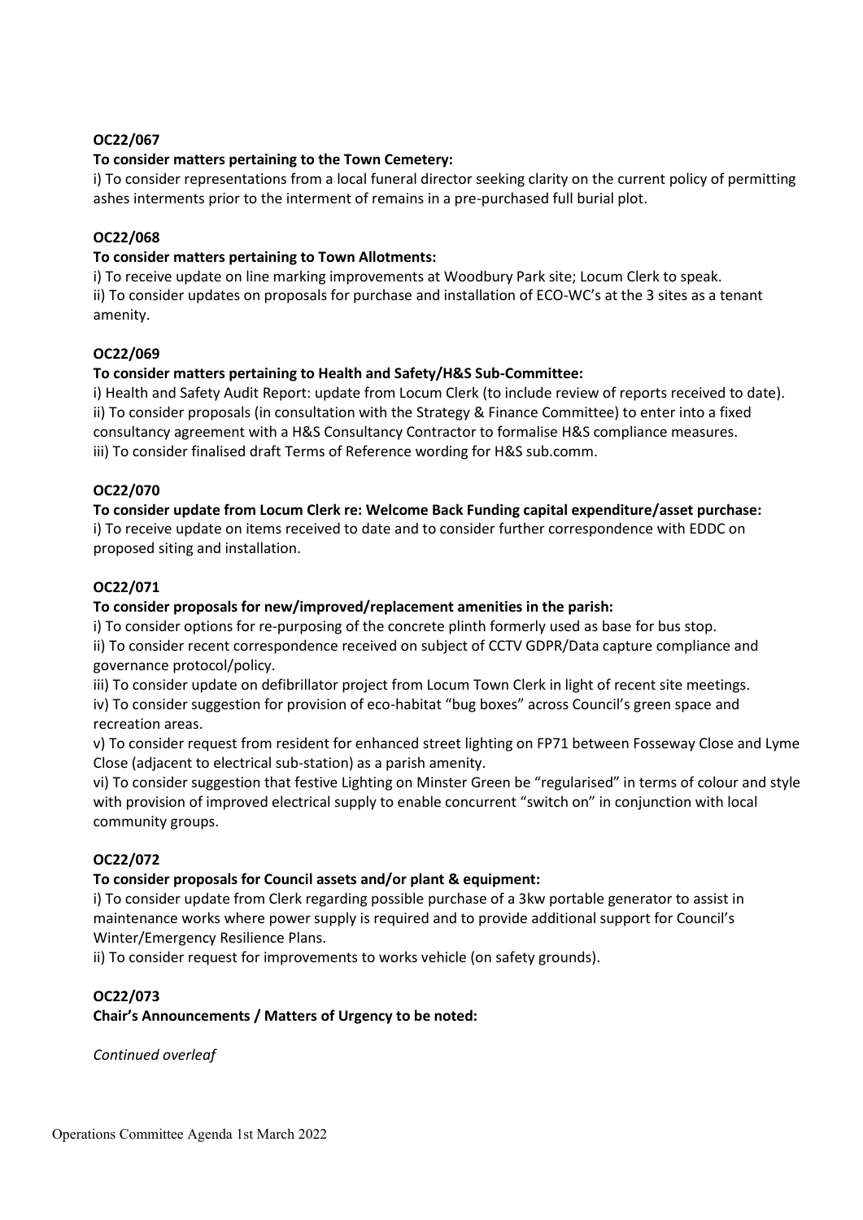**OC22/067**

**To consider matters pertaining to the Town Cemetery:**

i) To consider representations from a local funeral director seeking clarity on the current policy of permitting ashes interments prior to the interment of remains in a pre-purchased full burial plot.

**OC22/068**

**To consider matters pertaining to Town Allotments:**

i) To receive update on line marking improvements at Woodbury Park site; Locum Clerk to speak.
ii) To consider updates on proposals for purchase and installation of ECO-WC's at the 3 sites as a tenant amenity.

**OC22/069**

**To consider matters pertaining to Health and Safety/H&S Sub-Committee:**

i) Health and Safety Audit Report: update from Locum Clerk (to include review of reports received to date).
ii) To consider proposals (in consultation with the Strategy & Finance Committee) to enter into a fixed consultancy agreement with a H&S Consultancy Contractor to formalise H&S compliance measures.
iii) To consider finalised draft Terms of Reference wording for H&S sub.comm.

**OC22/070**

**To consider update from Locum Clerk re: Welcome Back Funding capital expenditure/asset purchase:**

i) To receive update on items received to date and to consider further correspondence with EDDC on proposed siting and installation.

**OC22/071**

**To consider proposals for new/improved/replacement amenities in the parish:**

i) To consider options for re-purposing of the concrete plinth formerly used as base for bus stop.
ii) To consider recent correspondence received on subject of CCTV GDPR/Data capture compliance and governance protocol/policy.
iii) To consider update on defibrillator project from Locum Town Clerk in light of recent site meetings.
iv) To consider suggestion for provision of eco-habitat "bug boxes" across Council's green space and recreation areas.
v) To consider request from resident for enhanced street lighting on FP71 between Fosseway Close and Lyme Close (adjacent to electrical sub-station) as a parish amenity.
vi) To consider suggestion that festive Lighting on Minster Green be "regularised" in terms of colour and style with provision of improved electrical supply to enable concurrent "switch on" in conjunction with local community groups.

**OC22/072**

**To consider proposals for Council assets and/or plant & equipment:**

i) To consider update from Clerk regarding possible purchase of a 3kw portable generator to assist in maintenance works where power supply is required and to provide additional support for Council's Winter/Emergency Resilience Plans.
ii) To consider request for improvements to works vehicle (on safety grounds).

**OC22/073**

**Chair's Announcements / Matters of Urgency to be noted:**

*Continued overleaf*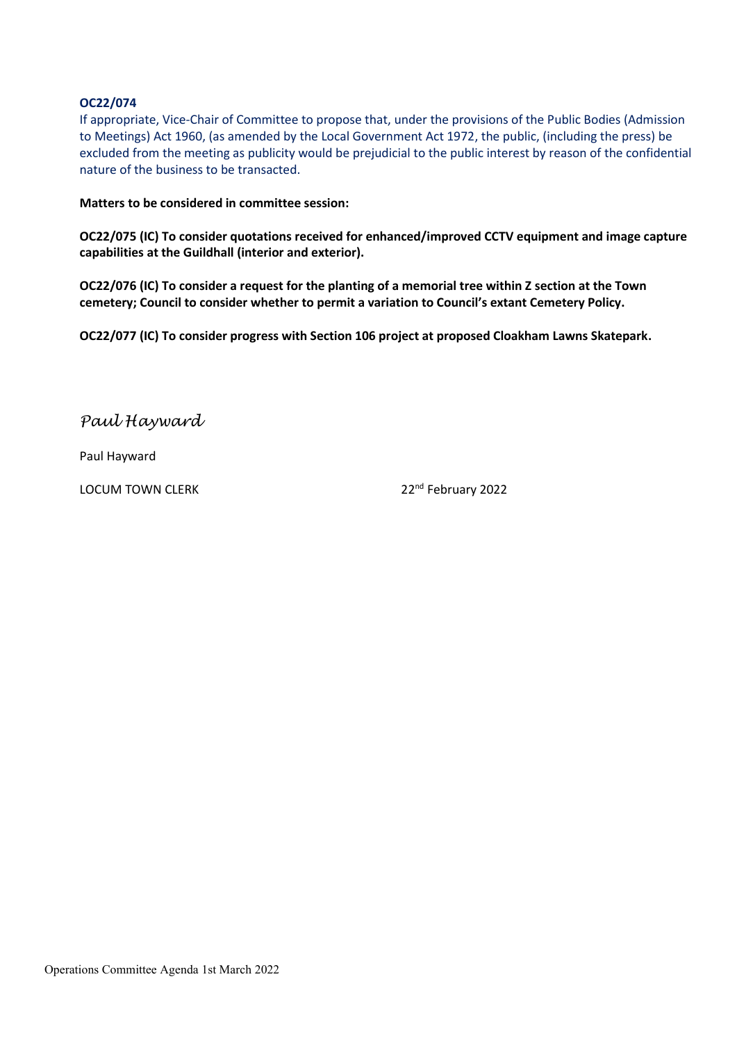**OC22/074**

If appropriate, Vice-Chair of Committee to propose that, under the provisions of the Public Bodies (Admission to Meetings) Act 1960, (as amended by the Local Government Act 1972, the public, (including the press) be excluded from the meeting as publicity would be prejudicial to the public interest by reason of the confidential nature of the business to be transacted.

**Matters to be considered in committee session:**

**OC22/075 (IC) To consider quotations received for enhanced/improved CCTV equipment and image capture capabilities at the Guildhall (interior and exterior).**

**OC22/076 (IC) To consider a request for the planting of a memorial tree within Z section at the Town cemetery; Council to consider whether to permit a variation to Council's extant Cemetery Policy.**

**OC22/077 (IC) To consider progress with Section 106 project at proposed Cloakham Lawns Skatepark.**

*Paul Hayward*

Paul Hayward

LOCUM TOWN CLERK 22nd February 2022